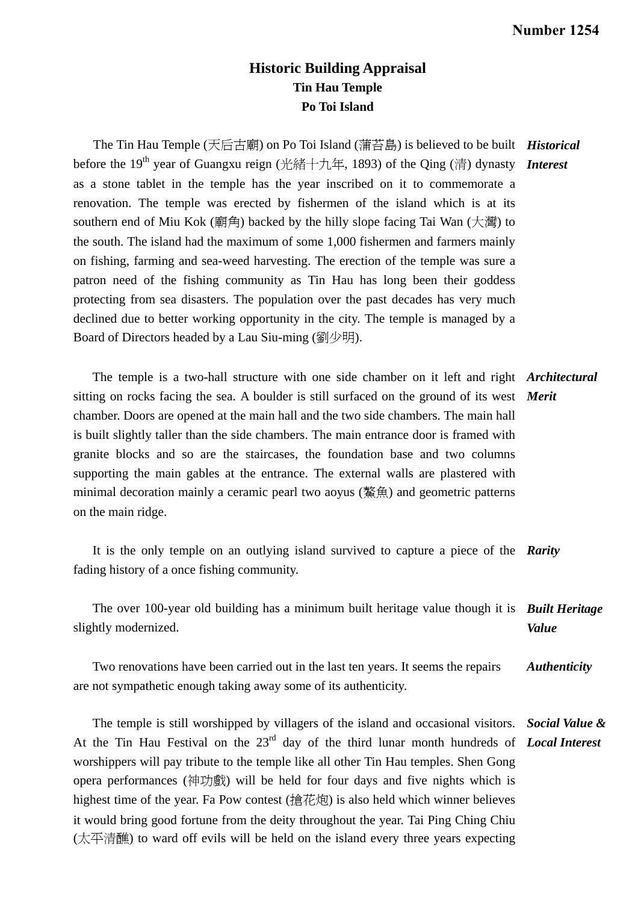**Number 1254**

# Historic Building Appraisal
## Tin Hau Temple
## Po Toi Island

***Historical Interest***

The Tin Hau Temple (天后古廟) on Po Toi Island (蒲苔島) is believed to be built before the 19th year of Guangxu reign (光緒十九年, 1893) of the Qing (清) dynasty as a stone tablet in the temple has the year inscribed on it to commemorate a renovation. The temple was erected by fishermen of the island which is at its southern end of Miu Kok (廟角) backed by the hilly slope facing Tai Wan (大灣) to the south. The island had the maximum of some 1,000 fishermen and farmers mainly on fishing, farming and sea-weed harvesting. The erection of the temple was sure a patron need of the fishing community as Tin Hau has long been their goddess protecting from sea disasters. The population over the past decades has very much declined due to better working opportunity in the city. The temple is managed by a Board of Directors headed by a Lau Siu-ming (劉少明).

***Architectural Merit***

The temple is a two-hall structure with one side chamber on it left and right sitting on rocks facing the sea. A boulder is still surfaced on the ground of its west chamber. Doors are opened at the main hall and the two side chambers. The main hall is built slightly taller than the side chambers. The main entrance door is framed with granite blocks and so are the staircases, the foundation base and two columns supporting the main gables at the entrance. The external walls are plastered with minimal decoration mainly a ceramic pearl two aoyus (鰲魚) and geometric patterns on the main ridge.

***Rarity***

It is the only temple on an outlying island survived to capture a piece of the fading history of a once fishing community.

***Built Heritage Value***

The over 100-year old building has a minimum built heritage value though it is slightly modernized.

***Authenticity***

Two renovations have been carried out in the last ten years. It seems the repairs are not sympathetic enough taking away some of its authenticity.

***Social Value & Local Interest***

The temple is still worshipped by villagers of the island and occasional visitors. At the Tin Hau Festival on the 23rd day of the third lunar month hundreds of worshippers will pay tribute to the temple like all other Tin Hau temples. Shen Gong opera performances (神功戲) will be held for four days and five nights which is highest time of the year. Fa Pow contest (搶花炮) is also held which winner believes it would bring good fortune from the deity throughout the year. Tai Ping Ching Chiu (太平清醮) to ward off evils will be held on the island every three years expecting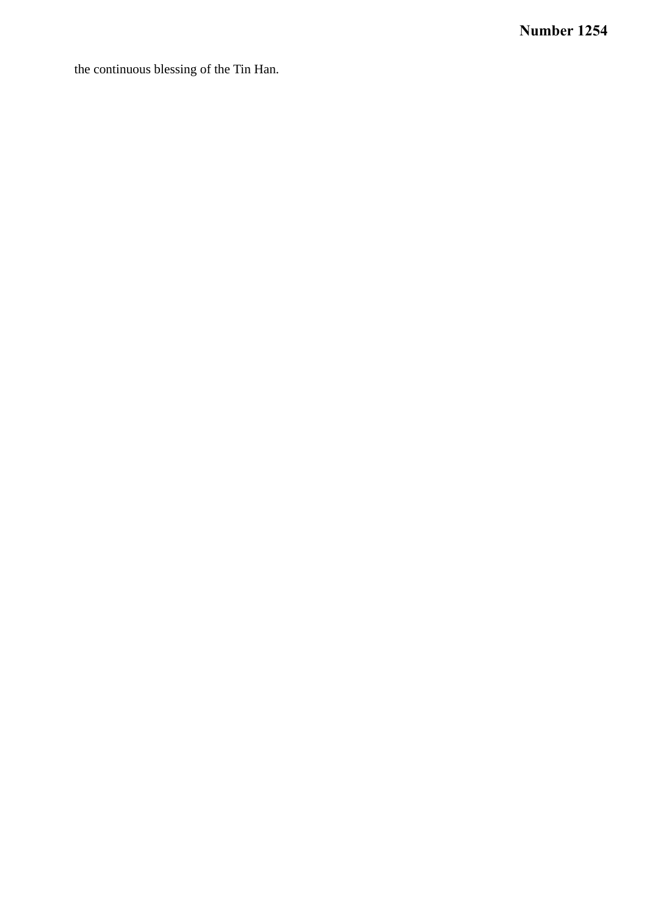the continuous blessing of the Tin Han.